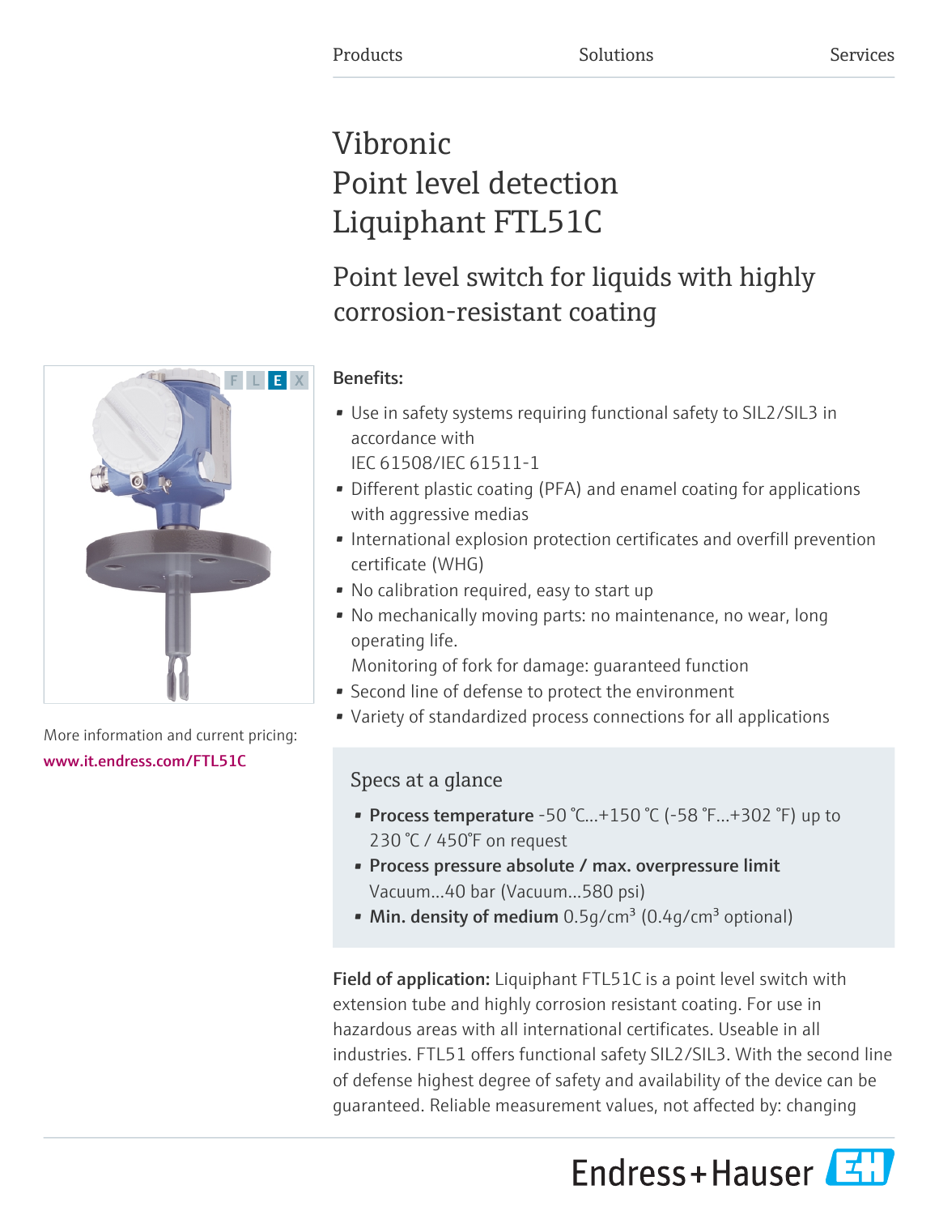Products Solutions Services

# Vibronic
# Point level detection
# Liquiphant FTL51C

## Point level switch for liquids with highly corrosion-resistant coating

More information and current pricing:
www.it.endress.com/FTL51C

**Benefits:**

- Use in safety systems requiring functional safety to SIL2/SIL3 in accordance with IEC 61508/IEC 61511-1
- Different plastic coating (PFA) and enamel coating for applications with aggressive medias
- International explosion protection certificates and overfill prevention certificate (WHG)
- No calibration required, easy to start up
- No mechanically moving parts: no maintenance, no wear, long operating life.
  Monitoring of fork for damage: guaranteed function
- Second line of defense to protect the environment
- Variety of standardized process connections for all applications

### Specs at a glance

- **Process temperature** -50 °C...+150 °C (-58 °F...+302 °F) up to 230 °C / 450°F on request
- **Process pressure absolute / max. overpressure limit** Vacuum...40 bar (Vacuum...580 psi)
- **Min. density of medium** 0.5g/cm³ (0.4g/cm³ optional)

**Field of application:** Liquiphant FTL51C is a point level switch with extension tube and highly corrosion resistant coating. For use in hazardous areas with all international certificates. Useable in all industries. FTL51 offers functional safety SIL2/SIL3. With the second line of defense highest degree of safety and availability of the device can be guaranteed. Reliable measurement values, not affected by: changing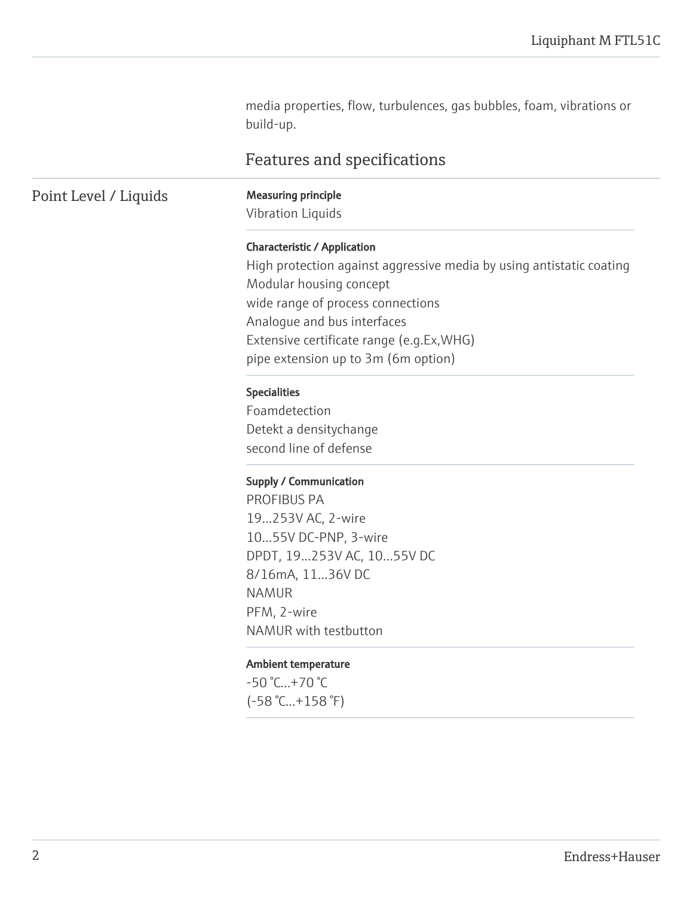media properties, flow, turbulences, gas bubbles, foam, vibrations or build-up.

## Features and specifications

### Point Level / Liquids

**Measuring principle**

Vibration Liquids

**Characteristic / Application**

High protection against aggressive media by using antistatic coating
Modular housing concept
wide range of process connections
Analogue and bus interfaces
Extensive certificate range (e.g.Ex,WHG)
pipe extension up to 3m (6m option)

**Specialities**

Foamdetection
Detekt a densitychange
second line of defense

**Supply / Communication**

PROFIBUS PA
19...253V AC, 2-wire
10...55V DC-PNP, 3-wire
DPDT, 19...253V AC, 10...55V DC
8/16mA, 11...36V DC
NAMUR
PFM, 2-wire
NAMUR with testbutton

**Ambient temperature**

-50 °C...+70 °C
(-58 °C...+158 °F)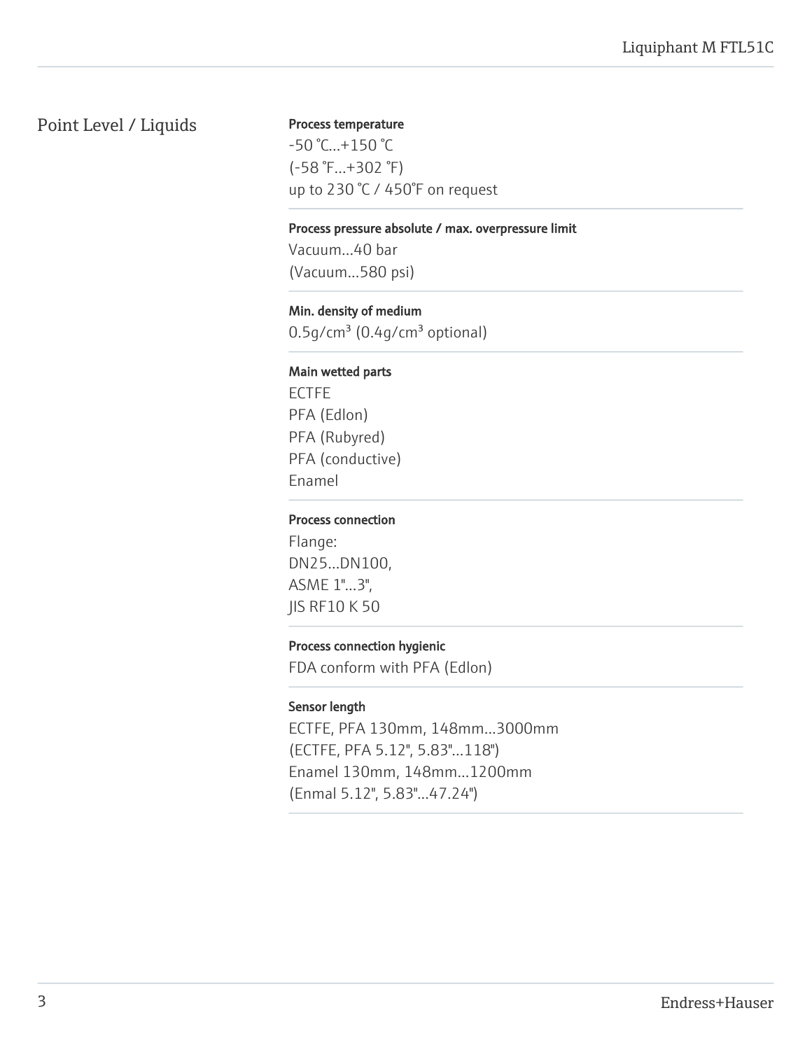## Point Level / Liquids

**Process temperature**

-50 °C...+150 °C
(-58 °F...+302 °F)
up to 230 °C / 450°F on request

**Process pressure absolute / max. overpressure limit**

Vacuum...40 bar
(Vacuum...580 psi)

**Min. density of medium**

0.5g/cm³ (0.4g/cm³ optional)

**Main wetted parts**

ECTFE
PFA (Edlon)
PFA (Rubyred)
PFA (conductive)
Enamel

**Process connection**

Flange:
DN25...DN100,
ASME 1"...3",
JIS RF10 K 50

**Process connection hygienic**

FDA conform with PFA (Edlon)

**Sensor length**

ECTFE, PFA 130mm, 148mm...3000mm
(ECTFE, PFA 5.12", 5.83"...118")
Enamel 130mm, 148mm...1200mm
(Enmal 5.12", 5.83"...47.24")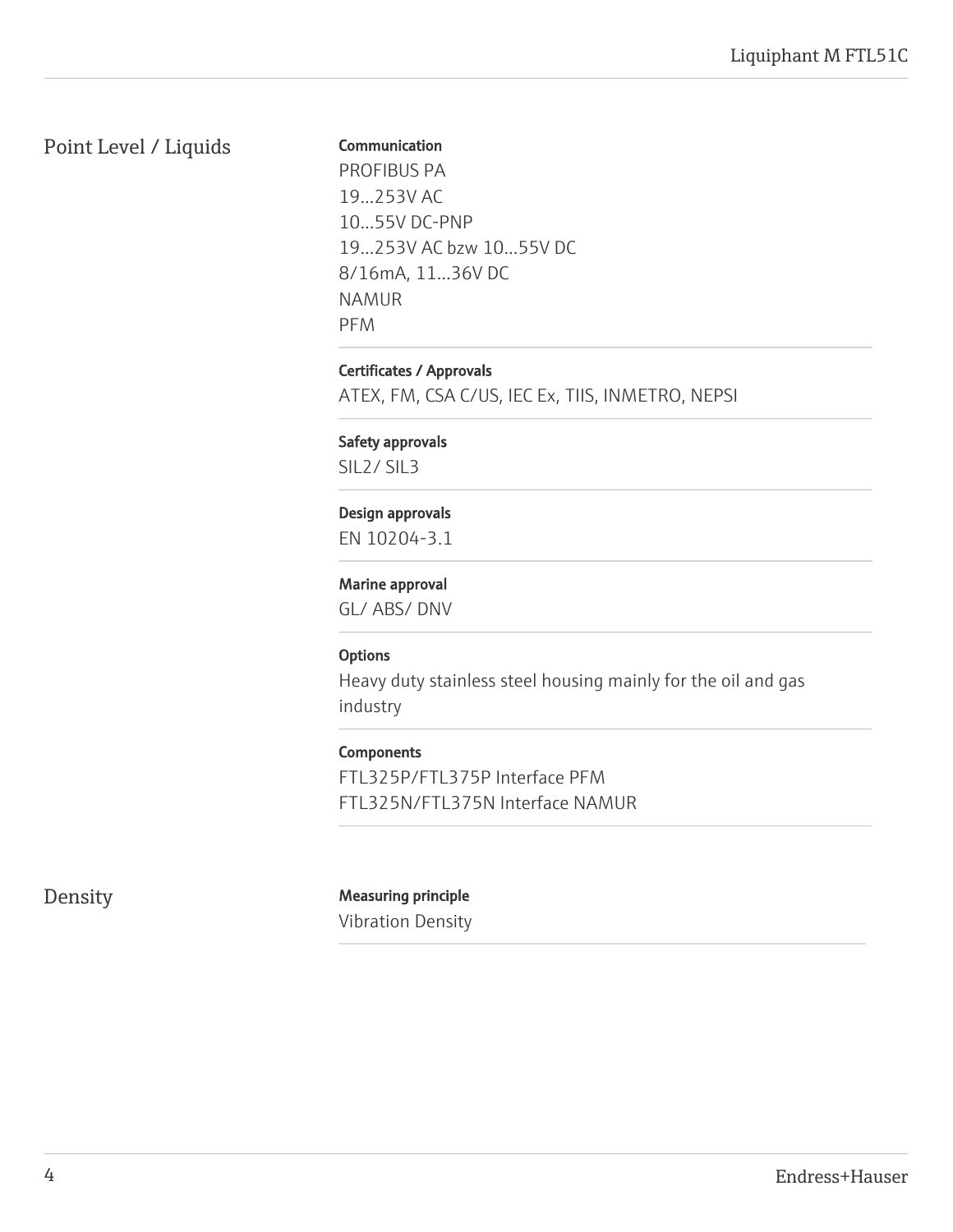## Point Level / Liquids

**Communication**

PROFIBUS PA
19...253V AC
10...55V DC-PNP
19...253V AC bzw 10...55V DC
8/16mA, 11...36V DC
NAMUR
PFM

**Certificates / Approvals**

ATEX, FM, CSA C/US, IEC Ex, TIIS, INMETRO, NEPSI

**Safety approvals**

SIL2/ SIL3

**Design approvals**

EN 10204-3.1

**Marine approval**

GL/ ABS/ DNV

**Options**

Heavy duty stainless steel housing mainly for the oil and gas industry

**Components**

FTL325P/FTL375P Interface PFM
FTL325N/FTL375N Interface NAMUR

## Density

**Measuring principle**

Vibration Density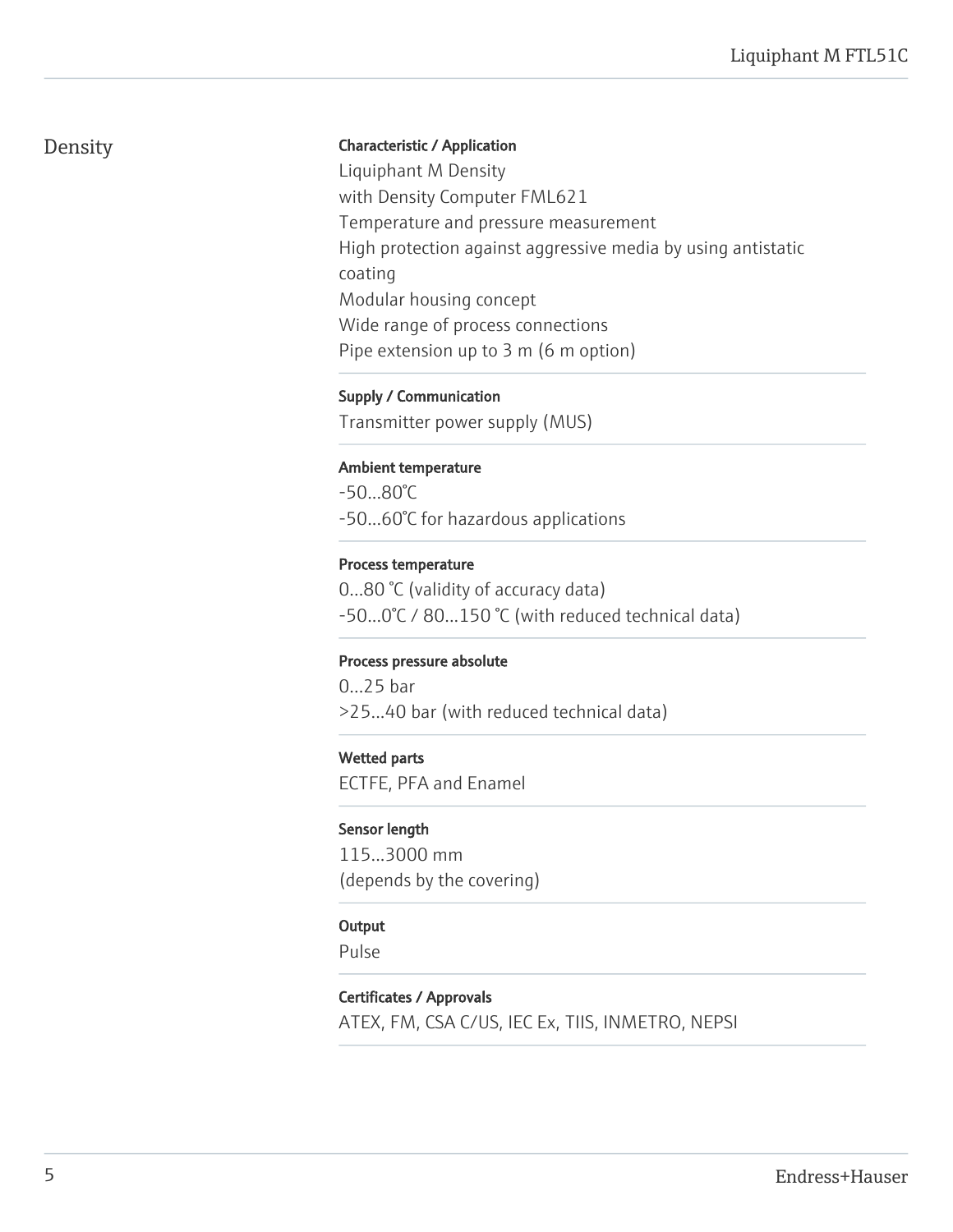## Density

**Characteristic / Application**

Liquiphant M Density
with Density Computer FML621
Temperature and pressure measurement
High protection against aggressive media by using antistatic coating
Modular housing concept
Wide range of process connections
Pipe extension up to 3 m (6 m option)

**Supply / Communication**

Transmitter power supply (MUS)

**Ambient temperature**

-50...80°C
-50...60°C for hazardous applications

**Process temperature**

0...80 °C (validity of accuracy data)
-50...0°C / 80...150 °C (with reduced technical data)

**Process pressure absolute**

0...25 bar
>25...40 bar (with reduced technical data)

**Wetted parts**

ECTFE, PFA and Enamel

**Sensor length**

115...3000 mm
(depends by the covering)

**Output**

Pulse

**Certificates / Approvals**

ATEX, FM, CSA C/US, IEC Ex, TIIS, INMETRO, NEPSI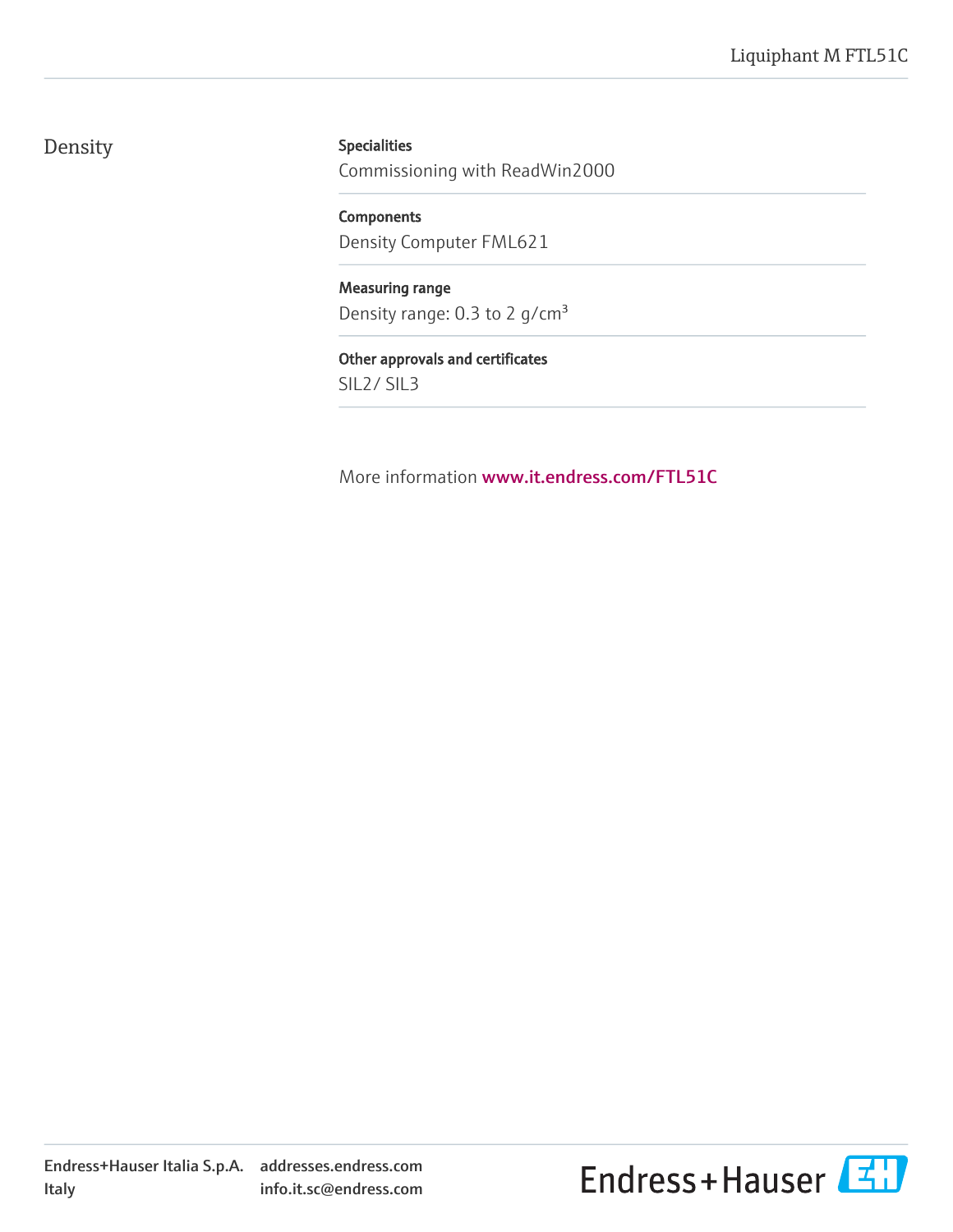## Density

**Specialities**

Commissioning with ReadWin2000

**Components**

Density Computer FML621

**Measuring range**

Density range: 0.3 to 2 g/cm$^3$

**Other approvals and certificates**

SIL2/ SIL3

More information **www.it.endress.com/FTL51C**

Endress+Hauser Italia S.p.A.
Italy

addresses.endress.com
info.it.sc@endress.com